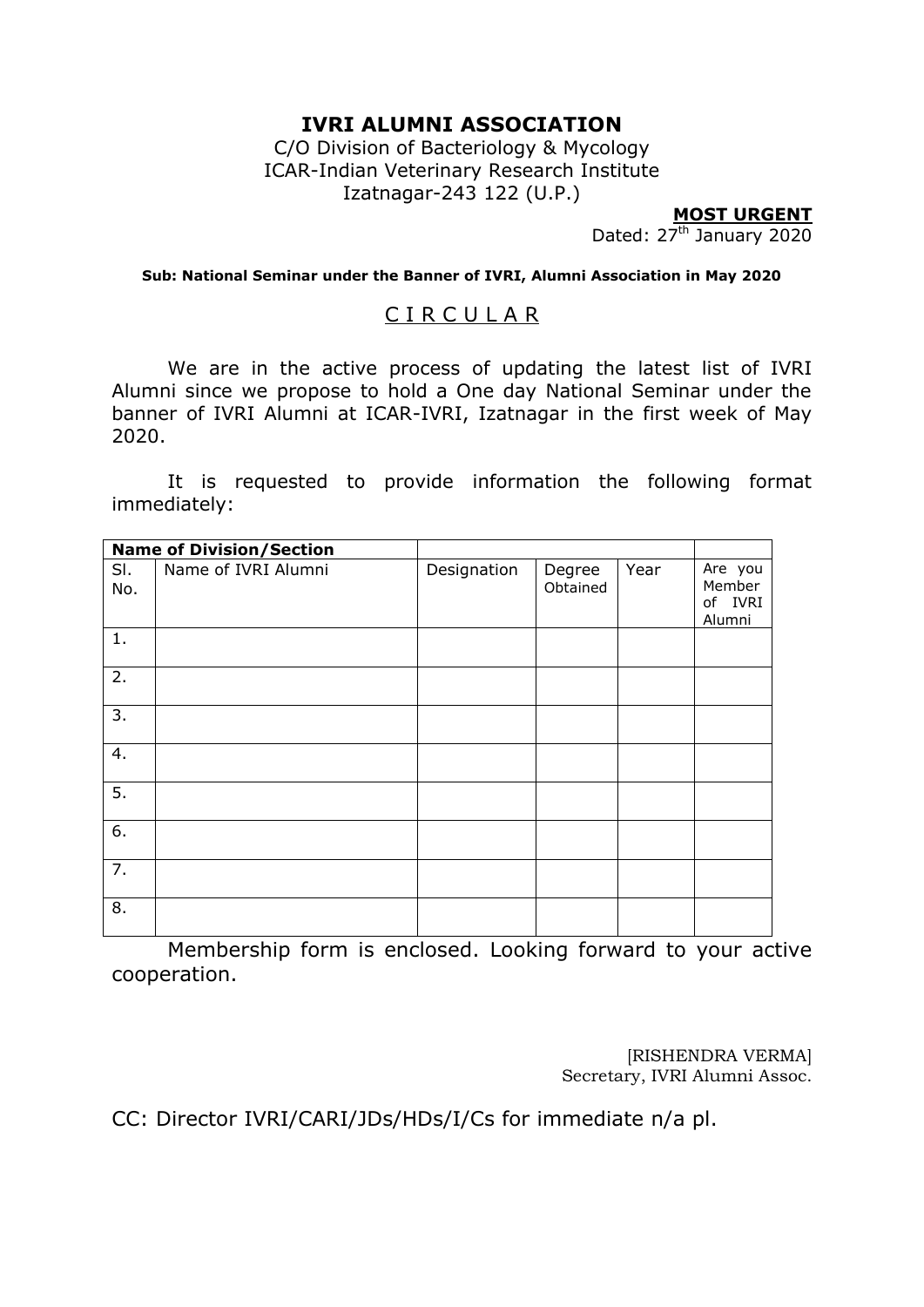# IVRI ALUMNI ASSOCIATION

C/O Division of Bacteriology & Mycology
ICAR-Indian Veterinary Research Institute
Izatnagar-243 122 (U.P.)

**MOST URGENT**

Dated: 27th January 2020

**Sub: National Seminar under the Banner of IVRI, Alumni Association in May 2020**

## CIRCULAR

We are in the active process of updating the latest list of IVRI Alumni since we propose to hold a One day National Seminar under the banner of IVRI Alumni at ICAR-IVRI, Izatnagar in the first week of May 2020.

It is requested to provide information the following format immediately:

| **Name of Division/Section** | | | | | |
|---|---|---|---|---|---|
| Sl. No. | Name of IVRI Alumni | Designation | Degree Obtained | Year | Are you Member of IVRI Alumni |
| 1. | | | | | |
| 2. | | | | | |
| 3. | | | | | |
| 4. | | | | | |
| 5. | | | | | |
| 6. | | | | | |
| 7. | | | | | |
| 8. | | | | | |

Membership form is enclosed. Looking forward to your active cooperation.

[RISHENDRA VERMA]
Secretary, IVRI Alumni Assoc.

CC: Director IVRI/CARI/JDs/HDs/I/Cs for immediate n/a pl.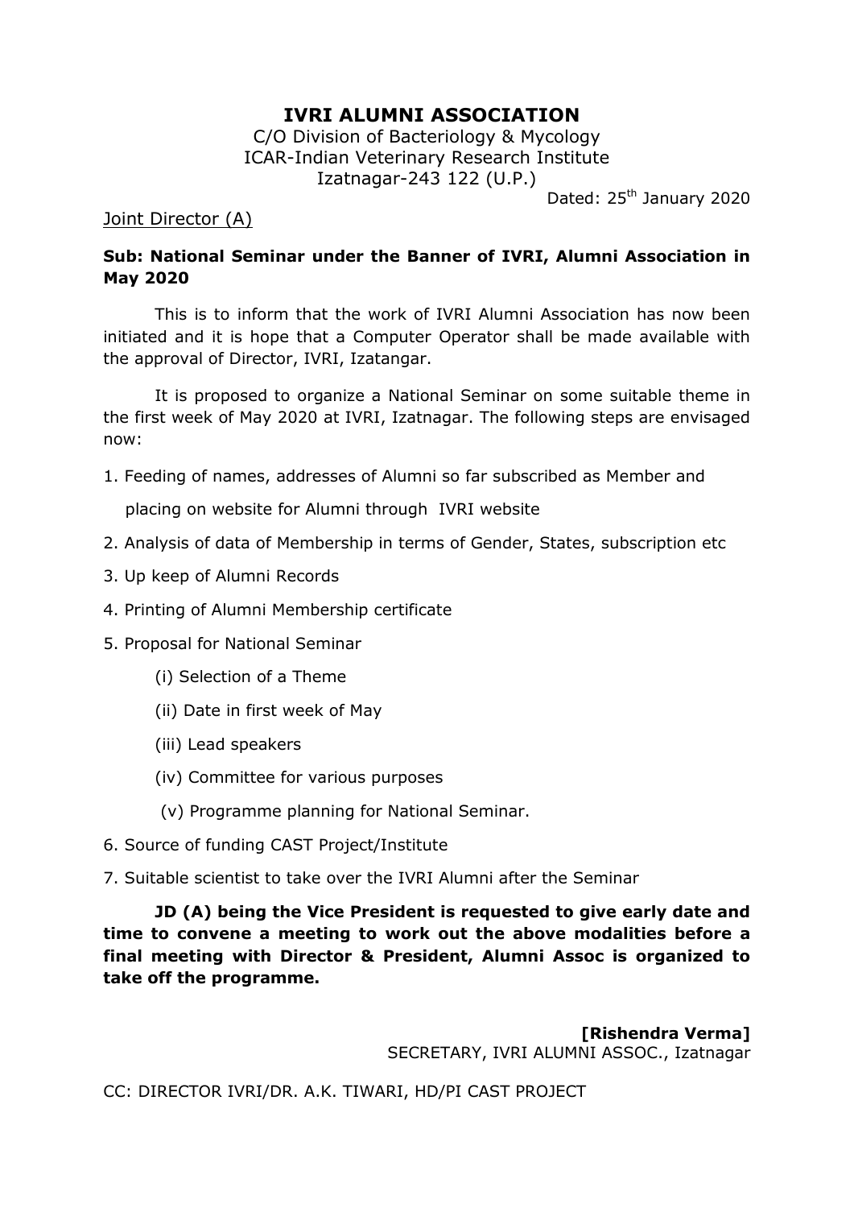# IVRI ALUMNI ASSOCIATION

C/O Division of Bacteriology & Mycology
ICAR-Indian Veterinary Research Institute
Izatnagar-243 122 (U.P.)

Dated: 25th January 2020

Joint Director (A)

**Sub: National Seminar under the Banner of IVRI, Alumni Association in May 2020**

This is to inform that the work of IVRI Alumni Association has now been initiated and it is hope that a Computer Operator shall be made available with the approval of Director, IVRI, Izatangar.

It is proposed to organize a National Seminar on some suitable theme in the first week of May 2020 at IVRI, Izatnagar. The following steps are envisaged now:

1. Feeding of names, addresses of Alumni so far subscribed as Member and placing on website for Alumni through IVRI website
2. Analysis of data of Membership in terms of Gender, States, subscription etc
3. Up keep of Alumni Records
4. Printing of Alumni Membership certificate
5. Proposal for National Seminar
   - (i) Selection of a Theme
   - (ii) Date in first week of May
   - (iii) Lead speakers
   - (iv) Committee for various purposes
   - (v) Programme planning for National Seminar.
6. Source of funding CAST Project/Institute
7. Suitable scientist to take over the IVRI Alumni after the Seminar

**JD (A) being the Vice President is requested to give early date and time to convene a meeting to work out the above modalities before a final meeting with Director & President, Alumni Assoc is organized to take off the programme.**

**[Rishendra Verma]**
SECRETARY, IVRI ALUMNI ASSOC., Izatnagar

CC: DIRECTOR IVRI/DR. A.K. TIWARI, HD/PI CAST PROJECT